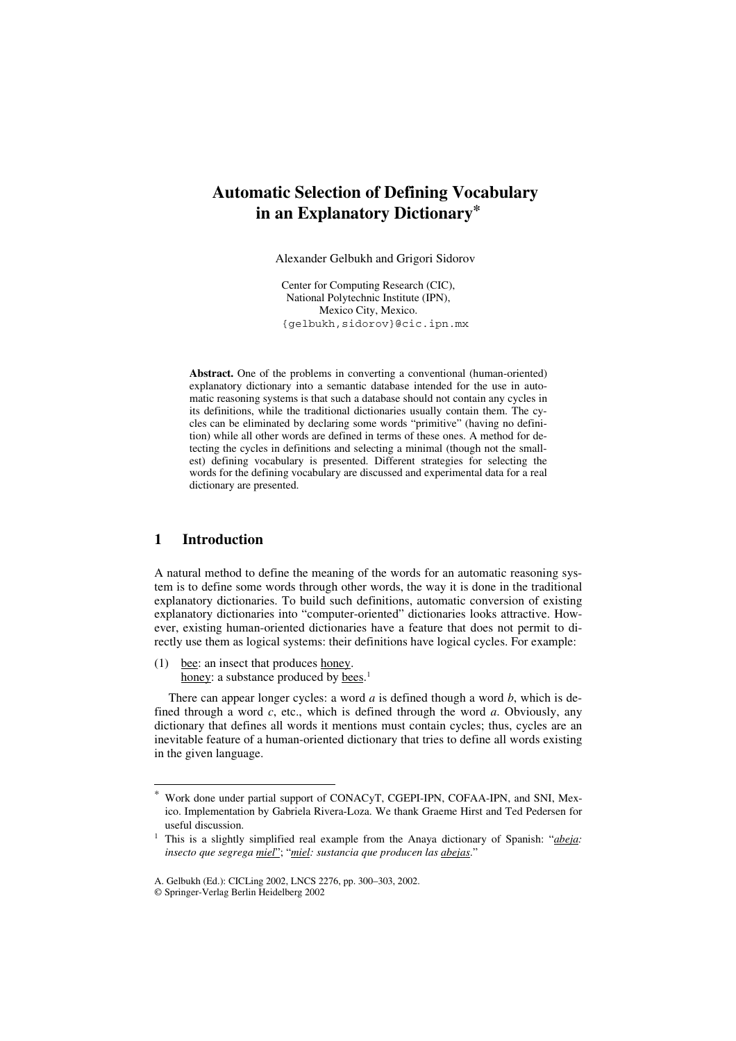# Automatic Selection of Defining Vocabulary in an Explanatory Dictionary*

Alexander Gelbukh and Grigori Sidorov

Center for Computing Research (CIC),
National Polytechnic Institute (IPN),
Mexico City, Mexico.
{gelbukh,sidorov}@cic.ipn.mx

**Abstract.** One of the problems in converting a conventional (human-oriented) explanatory dictionary into a semantic database intended for the use in automatic reasoning systems is that such a database should not contain any cycles in its definitions, while the traditional dictionaries usually contain them. The cycles can be eliminated by declaring some words "primitive" (having no definition) while all other words are defined in terms of these ones. A method for detecting the cycles in definitions and selecting a minimal (though not the smallest) defining vocabulary is presented. Different strategies for selecting the words for the defining vocabulary are discussed and experimental data for a real dictionary are presented.

## 1 Introduction

A natural method to define the meaning of the words for an automatic reasoning system is to define some words through other words, the way it is done in the traditional explanatory dictionaries. To build such definitions, automatic conversion of existing explanatory dictionaries into "computer-oriented" dictionaries looks attractive. However, existing human-oriented dictionaries have a feature that does not permit to directly use them as logical systems: their definitions have logical cycles. For example:

(1) <u>bee</u>: an insect that produces <u>honey</u>.
<u>honey</u>: a substance produced by <u>bees</u>.[1]

There can appear longer cycles: a word *a* is defined though a word *b*, which is defined through a word *c*, etc., which is defined through the word *a*. Obviously, any dictionary that defines all words it mentions must contain cycles; thus, cycles are an inevitable feature of a human-oriented dictionary that tries to define all words existing in the given language.

---

* Work done under partial support of CONACyT, CGEPI-IPN, COFAA-IPN, and SNI, Mexico. Implementation by Gabriela Rivera-Loza. We thank Graeme Hirst and Ted Pedersen for useful discussion.

[1] This is a slightly simplified real example from the Anaya dictionary of Spanish: "*<u>abeja</u>: insecto que segrega <u>miel</u>*"; "*<u>miel</u>: sustancia que producen las <u>abejas</u>*."

A. Gelbukh (Ed.): CICLing 2002, LNCS 2276, pp. 300–303, 2002.
© Springer-Verlag Berlin Heidelberg 2002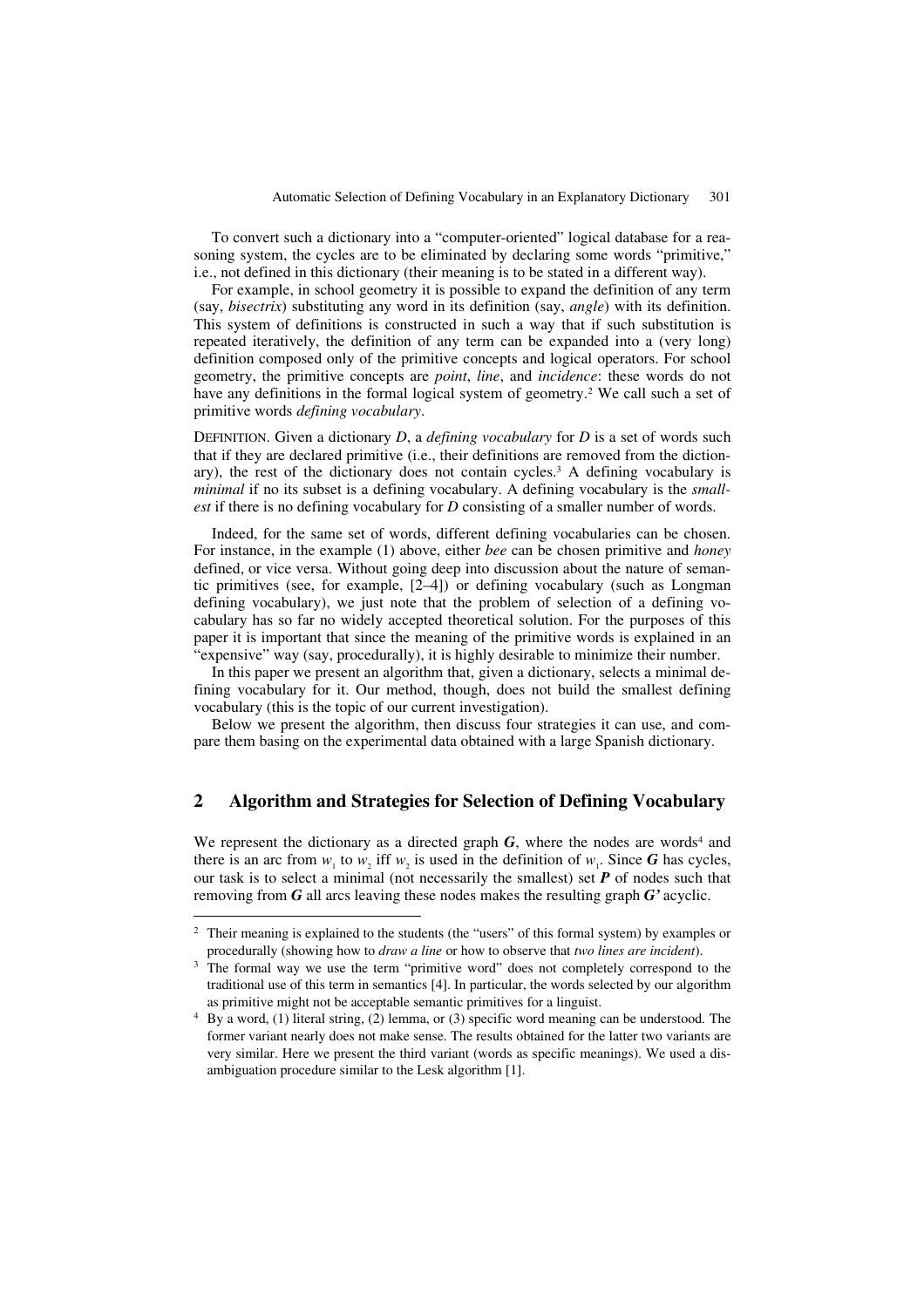To convert such a dictionary into a "computer-oriented" logical database for a reasoning system, the cycles are to be eliminated by declaring some words "primitive," i.e., not defined in this dictionary (their meaning is to be stated in a different way).

For example, in school geometry it is possible to expand the definition of any term (say, *bisectrix*) substituting any word in its definition (say, *angle*) with its definition. This system of definitions is constructed in such a way that if such substitution is repeated iteratively, the definition of any term can be expanded into a (very long) definition composed only of the primitive concepts and logical operators. For school geometry, the primitive concepts are *point*, *line*, and *incidence*: these words do not have any definitions in the formal logical system of geometry.[2] We call such a set of primitive words *defining vocabulary*.

DEFINITION. Given a dictionary *D*, a *defining vocabulary* for *D* is a set of words such that if they are declared primitive (i.e., their definitions are removed from the dictionary), the rest of the dictionary does not contain cycles.[3] A defining vocabulary is *minimal* if no its subset is a defining vocabulary. A defining vocabulary is the *smallest* if there is no defining vocabulary for *D* consisting of a smaller number of words.

Indeed, for the same set of words, different defining vocabularies can be chosen. For instance, in the example (1) above, either *bee* can be chosen primitive and *honey* defined, or vice versa. Without going deep into discussion about the nature of semantic primitives (see, for example, [2–4]) or defining vocabulary (such as Longman defining vocabulary), we just note that the problem of selection of a defining vocabulary has so far no widely accepted theoretical solution. For the purposes of this paper it is important that since the meaning of the primitive words is explained in an "expensive" way (say, procedurally), it is highly desirable to minimize their number.

In this paper we present an algorithm that, given a dictionary, selects a minimal defining vocabulary for it. Our method, though, does not build the smallest defining vocabulary (this is the topic of our current investigation).

Below we present the algorithm, then discuss four strategies it can use, and compare them basing on the experimental data obtained with a large Spanish dictionary.

## 2 Algorithm and Strategies for Selection of Defining Vocabulary

We represent the dictionary as a directed graph $\boldsymbol{G}$, where the nodes are words[4] and there is an arc from $w_1$ to $w_2$ iff $w_2$ is used in the definition of $w_1$. Since $\boldsymbol{G}$ has cycles, our task is to select a minimal (not necessarily the smallest) set $\boldsymbol{P}$ of nodes such that removing from $\boldsymbol{G}$ all arcs leaving these nodes makes the resulting graph $\boldsymbol{G'}$ acyclic.

---

[2] Their meaning is explained to the students (the "users" of this formal system) by examples or procedurally (showing how to *draw a line* or how to observe that *two lines are incident*).

[3] The formal way we use the term "primitive word" does not completely correspond to the traditional use of this term in semantics [4]. In particular, the words selected by our algorithm as primitive might not be acceptable semantic primitives for a linguist.

[4] By a word, (1) literal string, (2) lemma, or (3) specific word meaning can be understood. The former variant nearly does not make sense. The results obtained for the latter two variants are very similar. Here we present the third variant (words as specific meanings). We used a disambiguation procedure similar to the Lesk algorithm [1].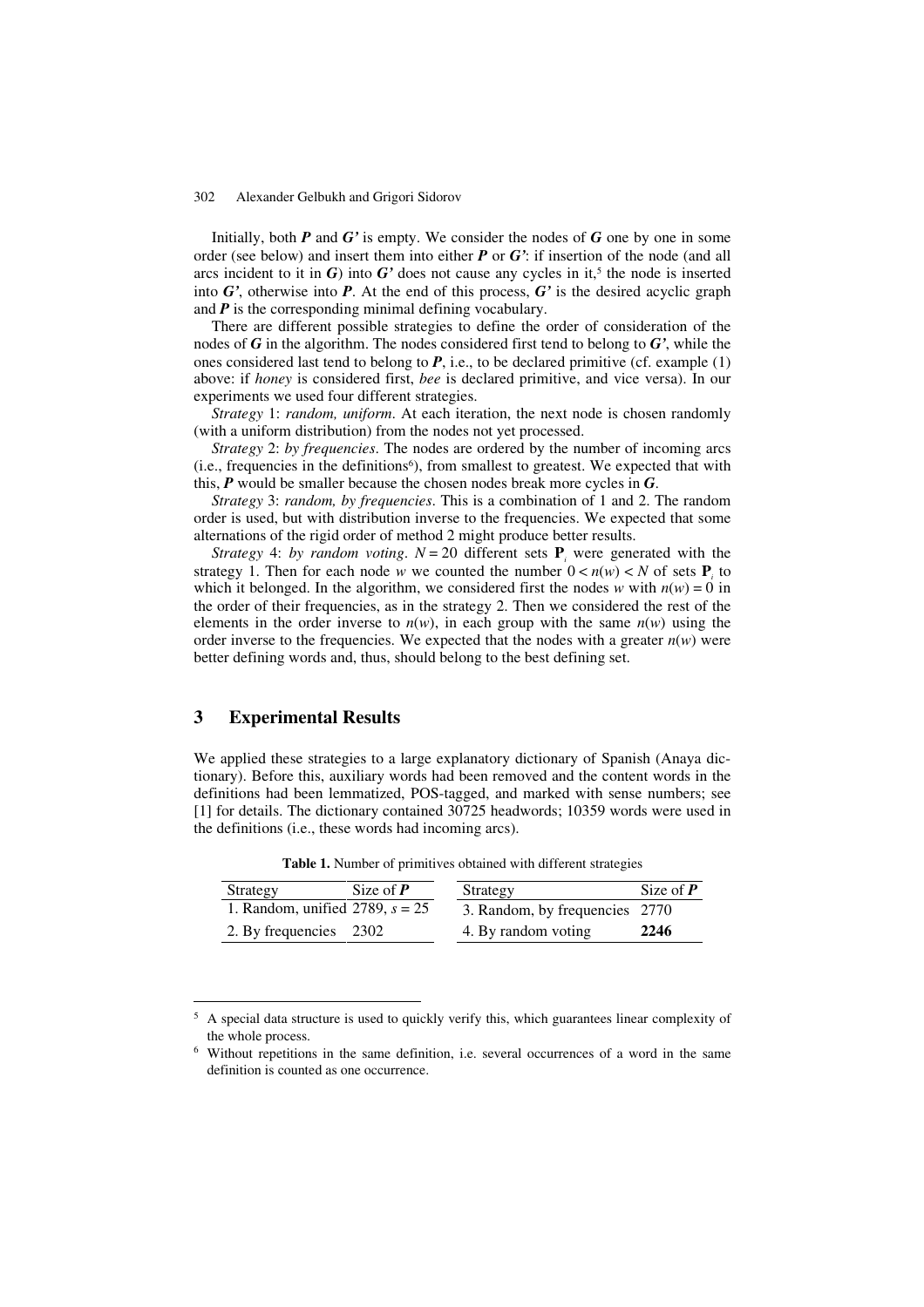Initially, both ***P*** and ***G'*** is empty. We consider the nodes of ***G*** one by one in some order (see below) and insert them into either ***P*** or ***G'***: if insertion of the node (and all arcs incident to it in ***G***) into ***G'*** does not cause any cycles in it,[5] the node is inserted into ***G'***, otherwise into ***P***. At the end of this process, ***G'*** is the desired acyclic graph and ***P*** is the corresponding minimal defining vocabulary.

There are different possible strategies to define the order of consideration of the nodes of ***G*** in the algorithm. The nodes considered first tend to belong to ***G'***, while the ones considered last tend to belong to ***P***, i.e., to be declared primitive (cf. example (1) above: if *honey* is considered first, *bee* is declared primitive, and vice versa). In our experiments we used four different strategies.

*Strategy* 1: *random, uniform*. At each iteration, the next node is chosen randomly (with a uniform distribution) from the nodes not yet processed.

*Strategy* 2: *by frequencies*. The nodes are ordered by the number of incoming arcs (i.e., frequencies in the definitions[6]), from smallest to greatest. We expected that with this, ***P*** would be smaller because the chosen nodes break more cycles in ***G***.

*Strategy* 3: *random, by frequencies*. This is a combination of 1 and 2. The random order is used, but with distribution inverse to the frequencies. We expected that some alternations of the rigid order of method 2 might produce better results.

*Strategy* 4: *by random voting*. $N = 20$ different sets $\mathbf{P}_i$ were generated with the strategy 1. Then for each node $w$ we counted the number $0 < n(w) < N$ of sets $\mathbf{P}_i$ to which it belonged. In the algorithm, we considered first the nodes $w$ with $n(w) = 0$ in the order of their frequencies, as in the strategy 2. Then we considered the rest of the elements in the order inverse to $n(w)$, in each group with the same $n(w)$ using the order inverse to the frequencies. We expected that the nodes with a greater $n(w)$ were better defining words and, thus, should belong to the best defining set.

## 3 Experimental Results

We applied these strategies to a large explanatory dictionary of Spanish (Anaya dictionary). Before this, auxiliary words had been removed and the content words in the definitions had been lemmatized, POS-tagged, and marked with sense numbers; see [1] for details. The dictionary contained 30725 headwords; 10359 words were used in the definitions (i.e., these words had incoming arcs).

**Table 1.** Number of primitives obtained with different strategies

| Strategy | Size of ***P*** | Strategy | Size of ***P*** |
|---|---|---|---|
| 1. Random, unified | 2789, $s = 25$ | 3. Random, by frequencies | 2770 |
| 2. By frequencies | 2302 | 4. By random voting | **2246** |

[5] A special data structure is used to quickly verify this, which guarantees linear complexity of the whole process.

[6] Without repetitions in the same definition, i.e. several occurrences of a word in the same definition is counted as one occurrence.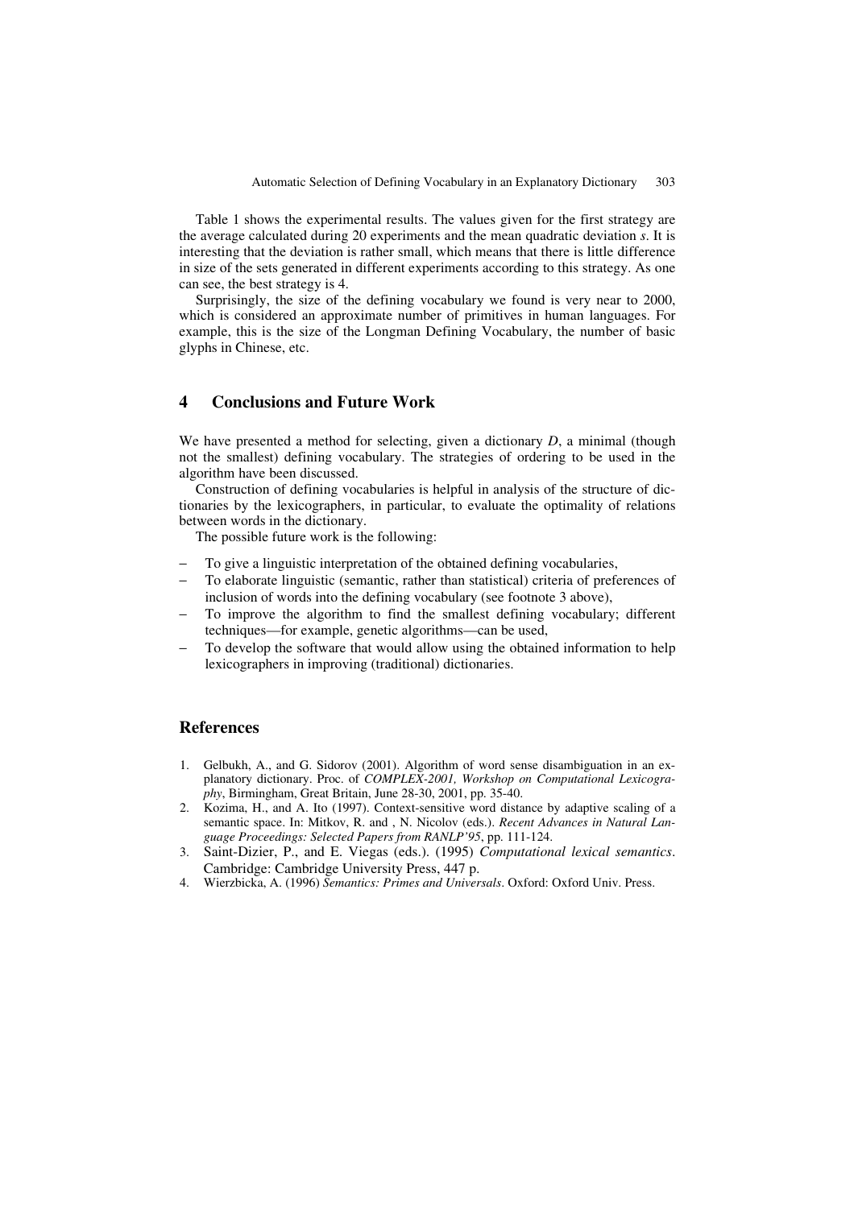Table 1 shows the experimental results. The values given for the first strategy are the average calculated during 20 experiments and the mean quadratic deviation *s*. It is interesting that the deviation is rather small, which means that there is little difference in size of the sets generated in different experiments according to this strategy. As one can see, the best strategy is 4.

Surprisingly, the size of the defining vocabulary we found is very near to 2000, which is considered an approximate number of primitives in human languages. For example, this is the size of the Longman Defining Vocabulary, the number of basic glyphs in Chinese, etc.

## 4 Conclusions and Future Work

We have presented a method for selecting, given a dictionary *D*, a minimal (though not the smallest) defining vocabulary. The strategies of ordering to be used in the algorithm have been discussed.

Construction of defining vocabularies is helpful in analysis of the structure of dictionaries by the lexicographers, in particular, to evaluate the optimality of relations between words in the dictionary.

The possible future work is the following:

- To give a linguistic interpretation of the obtained defining vocabularies,
- To elaborate linguistic (semantic, rather than statistical) criteria of preferences of inclusion of words into the defining vocabulary (see footnote 3 above),
- To improve the algorithm to find the smallest defining vocabulary; different techniques—for example, genetic algorithms—can be used,
- To develop the software that would allow using the obtained information to help lexicographers in improving (traditional) dictionaries.

## References

1. Gelbukh, A., and G. Sidorov (2001). Algorithm of word sense disambiguation in an explanatory dictionary. Proc. of *COMPLEX-2001, Workshop on Computational Lexicography*, Birmingham, Great Britain, June 28-30, 2001, pp. 35-40.
2. Kozima, H., and A. Ito (1997). Context-sensitive word distance by adaptive scaling of a semantic space. In: Mitkov, R. and , N. Nicolov (eds.). *Recent Advances in Natural Language Proceedings: Selected Papers from RANLP'95*, pp. 111-124.
3. Saint-Dizier, P., and E. Viegas (eds.). (1995) *Computational lexical semantics*. Cambridge: Cambridge University Press, 447 p.
4. Wierzbicka, A. (1996) *Semantics: Primes and Universals*. Oxford: Oxford Univ. Press.